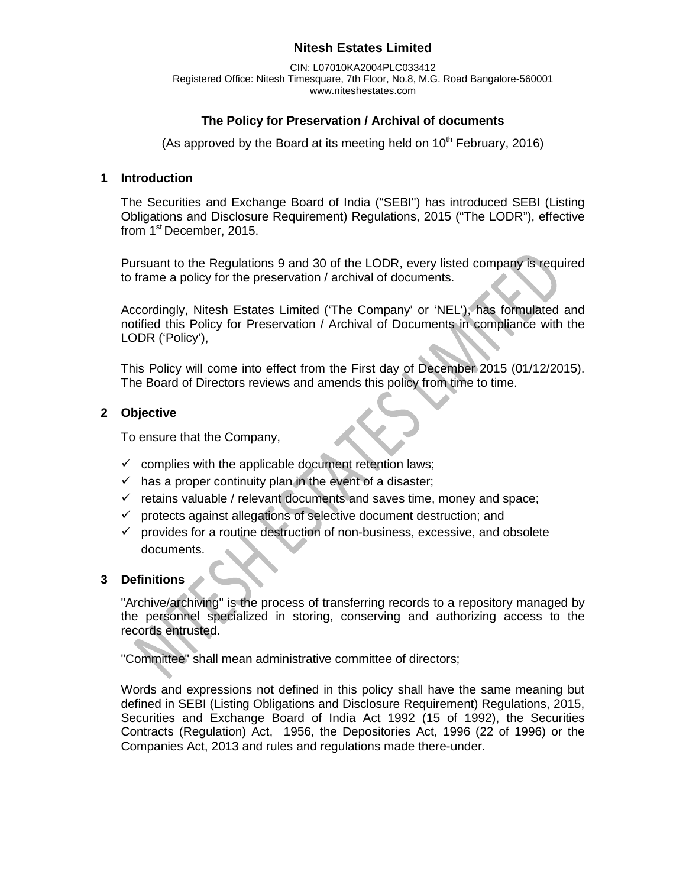# Nitesh Estates Limited

CIN: L07010KA2004PLC033412
Registered Office: Nitesh Timesquare, 7th Floor, No.8, M.G. Road Bangalore-560001
www.niteshestates.com

## The Policy for Preservation / Archival of documents

(As approved by the Board at its meeting held on 10th February, 2016)

### 1 Introduction

The Securities and Exchange Board of India ("SEBI") has introduced SEBI (Listing Obligations and Disclosure Requirement) Regulations, 2015 ("The LODR"), effective from 1st December, 2015.

Pursuant to the Regulations 9 and 30 of the LODR, every listed company is required to frame a policy for the preservation / archival of documents.

Accordingly, Nitesh Estates Limited ('The Company' or 'NEL'), has formulated and notified this Policy for Preservation / Archival of Documents in compliance with the LODR ('Policy'),

This Policy will come into effect from the First day of December 2015 (01/12/2015). The Board of Directors reviews and amends this policy from time to time.

### 2 Objective

To ensure that the Company,

- ✓ complies with the applicable document retention laws;
- ✓ has a proper continuity plan in the event of a disaster;
- ✓ retains valuable / relevant documents and saves time, money and space;
- ✓ protects against allegations of selective document destruction; and
- ✓ provides for a routine destruction of non-business, excessive, and obsolete documents.

### 3 Definitions

"Archive/archiving" is the process of transferring records to a repository managed by the personnel specialized in storing, conserving and authorizing access to the records entrusted.

"Committee" shall mean administrative committee of directors;

Words and expressions not defined in this policy shall have the same meaning but defined in SEBI (Listing Obligations and Disclosure Requirement) Regulations, 2015, Securities and Exchange Board of India Act 1992 (15 of 1992), the Securities Contracts (Regulation) Act, 1956, the Depositories Act, 1996 (22 of 1996) or the Companies Act, 2013 and rules and regulations made there-under.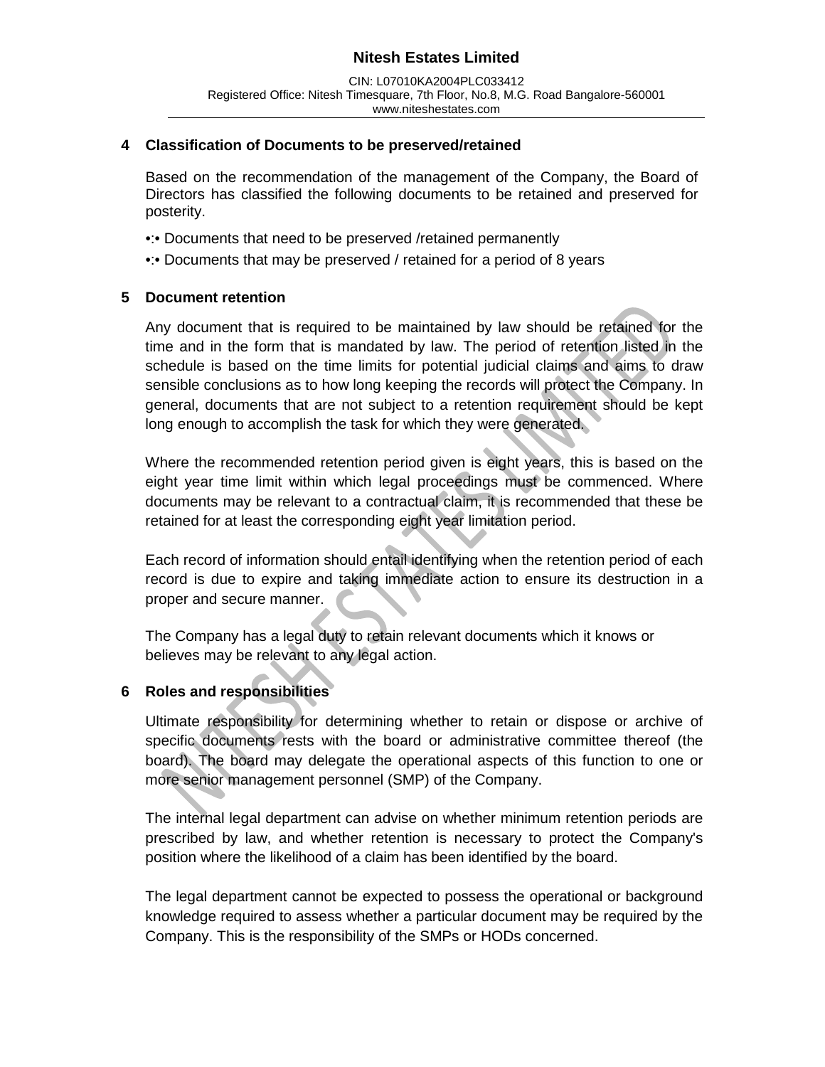## 4 Classification of Documents to be preserved/retained

Based on the recommendation of the management of the Company, the Board of Directors has classified the following documents to be retained and preserved for posterity.

- Documents that need to be preserved /retained permanently
- Documents that may be preserved / retained for a period of 8 years

## 5 Document retention

Any document that is required to be maintained by law should be retained for the time and in the form that is mandated by law. The period of retention listed in the schedule is based on the time limits for potential judicial claims and aims to draw sensible conclusions as to how long keeping the records will protect the Company. In general, documents that are not subject to a retention requirement should be kept long enough to accomplish the task for which they were generated.

Where the recommended retention period given is eight years, this is based on the eight year time limit within which legal proceedings must be commenced. Where documents may be relevant to a contractual claim, it is recommended that these be retained for at least the corresponding eight year limitation period.

Each record of information should entail identifying when the retention period of each record is due to expire and taking immediate action to ensure its destruction in a proper and secure manner.

The Company has a legal duty to retain relevant documents which it knows or believes may be relevant to any legal action.

## 6 Roles and responsibilities

Ultimate responsibility for determining whether to retain or dispose or archive of specific documents rests with the board or administrative committee thereof (the board). The board may delegate the operational aspects of this function to one or more senior management personnel (SMP) of the Company.

The internal legal department can advise on whether minimum retention periods are prescribed by law, and whether retention is necessary to protect the Company's position where the likelihood of a claim has been identified by the board.

The legal department cannot be expected to possess the operational or background knowledge required to assess whether a particular document may be required by the Company. This is the responsibility of the SMPs or HODs concerned.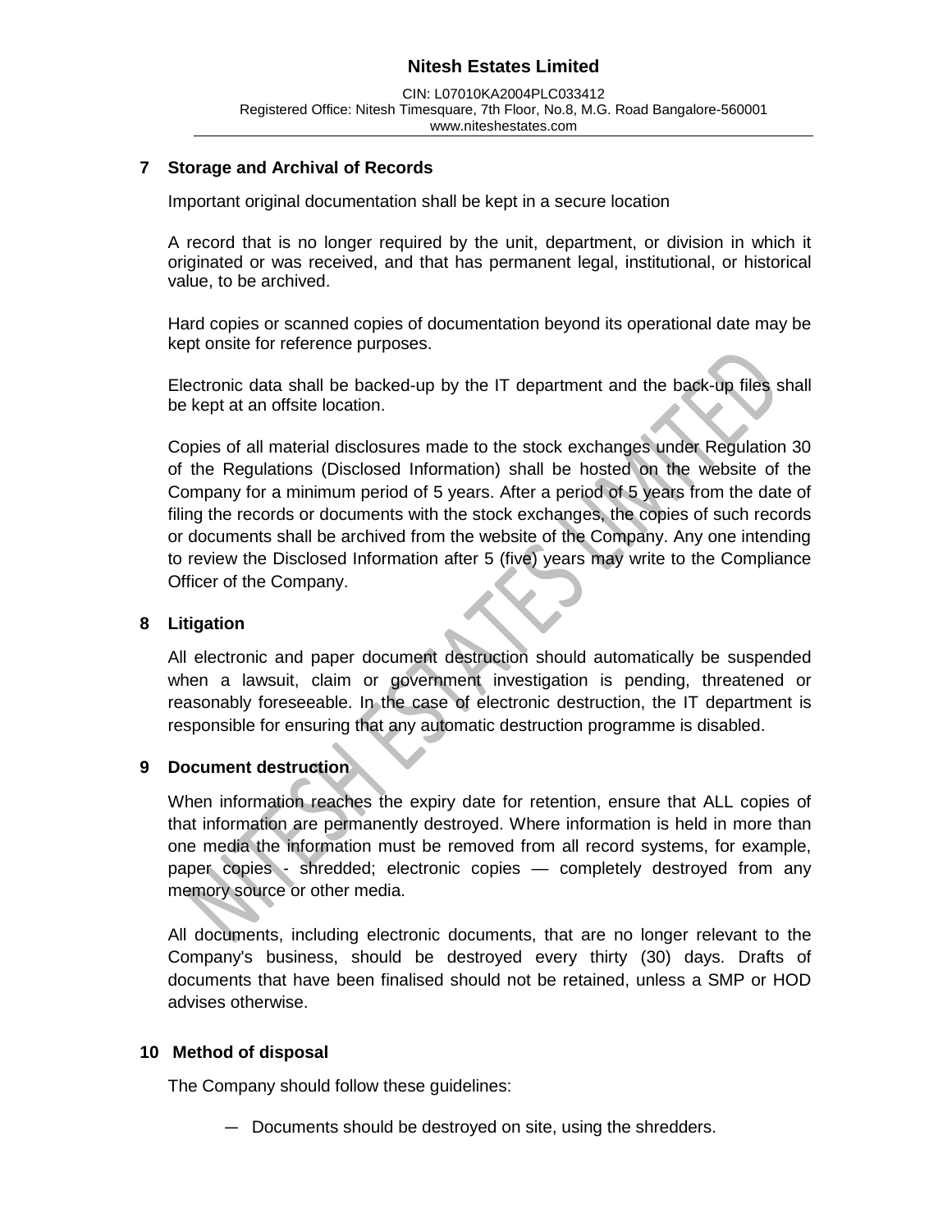## 7 Storage and Archival of Records

Important original documentation shall be kept in a secure location

A record that is no longer required by the unit, department, or division in which it originated or was received, and that has permanent legal, institutional, or historical value, to be archived.

Hard copies or scanned copies of documentation beyond its operational date may be kept onsite for reference purposes.

Electronic data shall be backed-up by the IT department and the back-up files shall be kept at an offsite location.

Copies of all material disclosures made to the stock exchanges under Regulation 30 of the Regulations (Disclosed Information) shall be hosted on the website of the Company for a minimum period of 5 years. After a period of 5 years from the date of filing the records or documents with the stock exchanges, the copies of such records or documents shall be archived from the website of the Company. Any one intending to review the Disclosed Information after 5 (five) years may write to the Compliance Officer of the Company.

## 8 Litigation

All electronic and paper document destruction should automatically be suspended when a lawsuit, claim or government investigation is pending, threatened or reasonably foreseeable. In the case of electronic destruction, the IT department is responsible for ensuring that any automatic destruction programme is disabled.

## 9 Document destruction

When information reaches the expiry date for retention, ensure that ALL copies of that information are permanently destroyed. Where information is held in more than one media the information must be removed from all record systems, for example, paper copies - shredded; electronic copies — completely destroyed from any memory source or other media.

All documents, including electronic documents, that are no longer relevant to the Company's business, should be destroyed every thirty (30) days. Drafts of documents that have been finalised should not be retained, unless a SMP or HOD advises otherwise.

## 10 Method of disposal

The Company should follow these guidelines:

- Documents should be destroyed on site, using the shredders.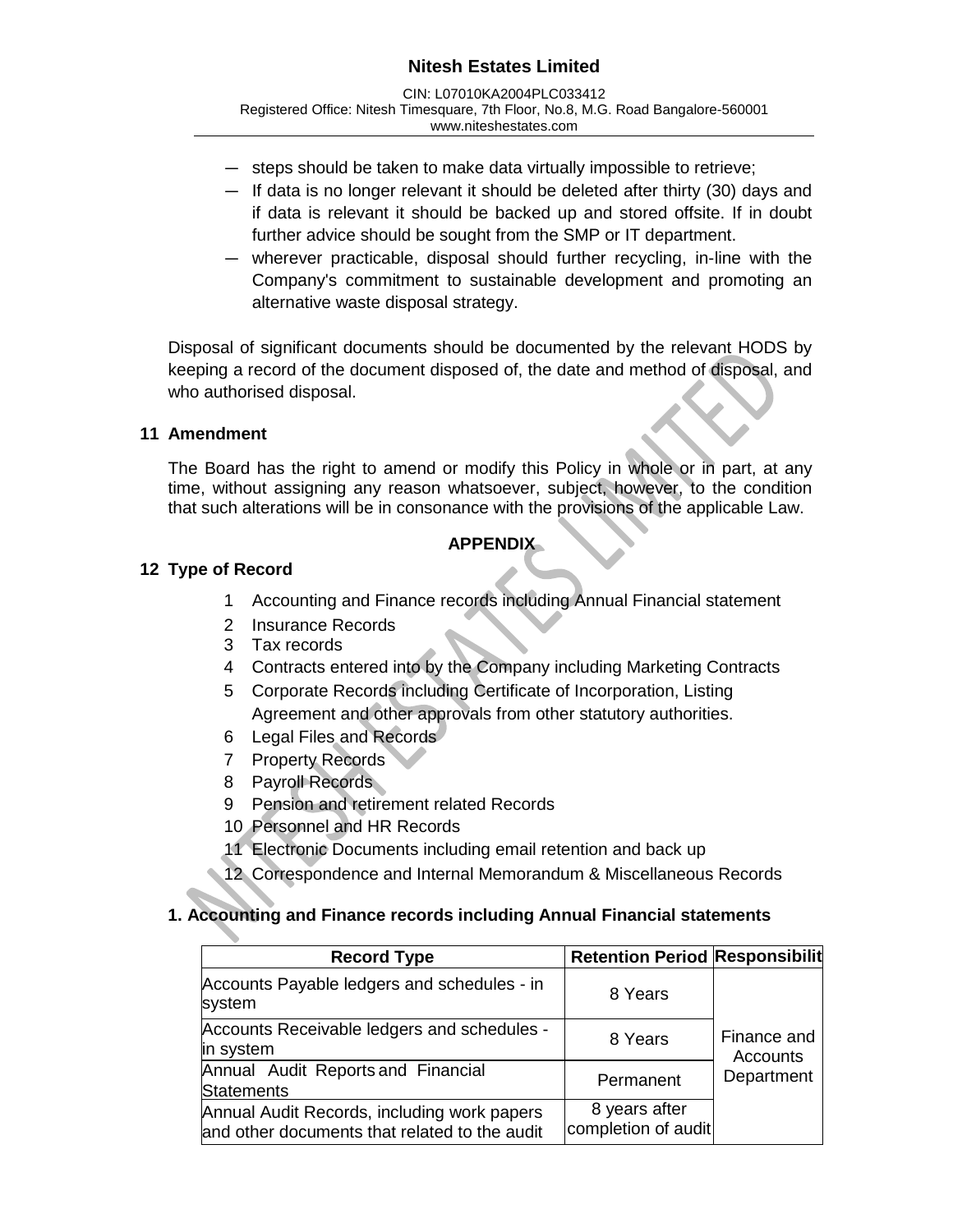- steps should be taken to make data virtually impossible to retrieve;
- If data is no longer relevant it should be deleted after thirty (30) days and if data is relevant it should be backed up and stored offsite. If in doubt further advice should be sought from the SMP or IT department.
- wherever practicable, disposal should further recycling, in-line with the Company's commitment to sustainable development and promoting an alternative waste disposal strategy.

Disposal of significant documents should be documented by the relevant HODS by keeping a record of the document disposed of, the date and method of disposal, and who authorised disposal.

## 11 Amendment

The Board has the right to amend or modify this Policy in whole or in part, at any time, without assigning any reason whatsoever, subject, however, to the condition that such alterations will be in consonance with the provisions of the applicable Law.

**APPENDIX**

## 12 Type of Record

1. Accounting and Finance records including Annual Financial statement
2. Insurance Records
3. Tax records
4. Contracts entered into by the Company including Marketing Contracts
5. Corporate Records including Certificate of Incorporation, Listing Agreement and other approvals from other statutory authorities.
6. Legal Files and Records
7. Property Records
8. Payroll Records
9. Pension and retirement related Records
10. Personnel and HR Records
11. Electronic Documents including email retention and back up
12. Correspondence and Internal Memorandum & Miscellaneous Records

### 1. Accounting and Finance records including Annual Financial statements

| Record Type | Retention Period | Responsibilit |
|---|---|---|
| Accounts Payable ledgers and schedules - in system | 8 Years | Finance and Accounts Department |
| Accounts Receivable ledgers and schedules - in system | 8 Years | |
| Annual Audit Reports and Financial Statements | Permanent | |
| Annual Audit Records, including work papers and other documents that related to the audit | 8 years after completion of audit | |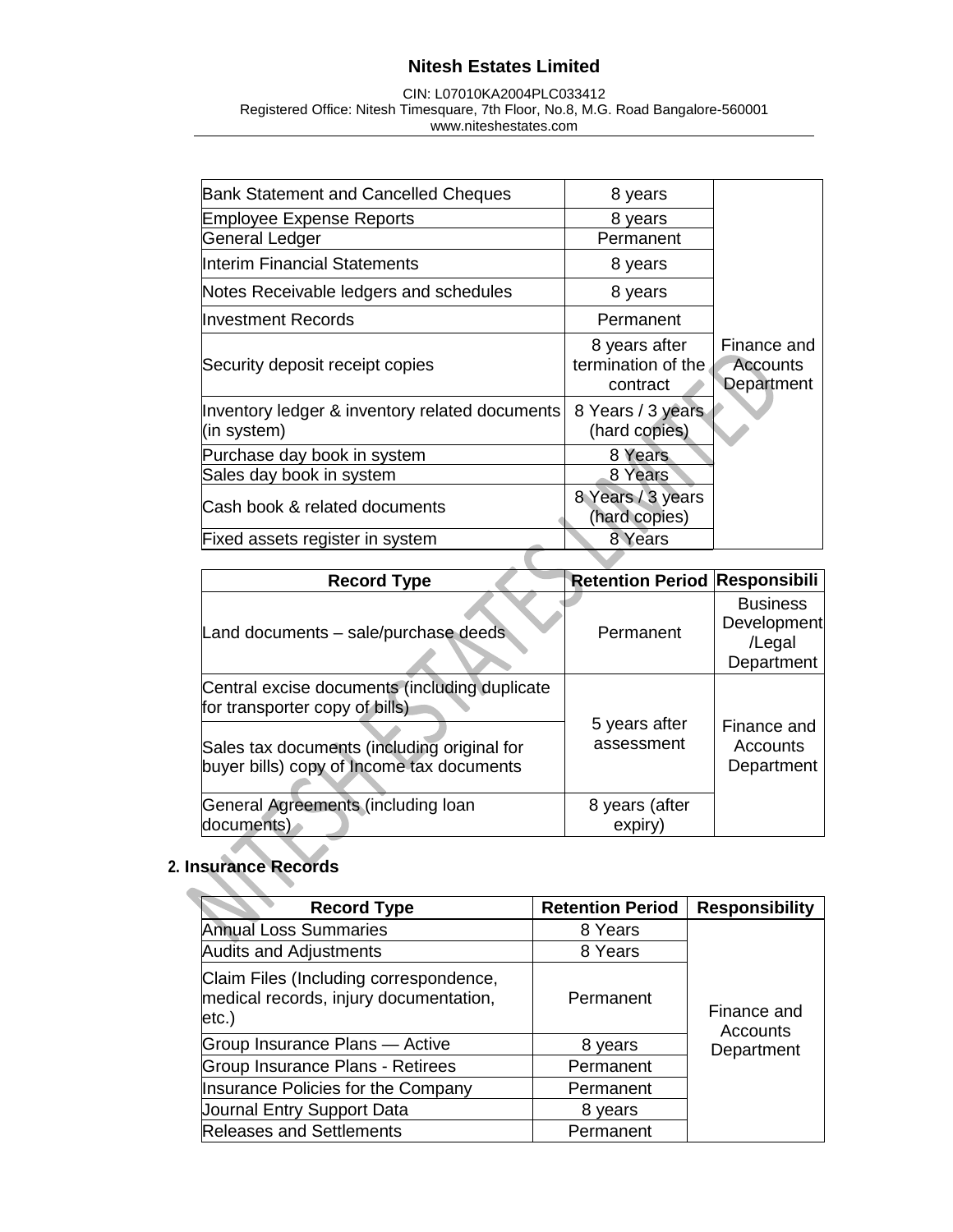| | | |
|---|---|---|
| Bank Statement and Cancelled Cheques | 8 years | Finance and Accounts Department |
| Employee Expense Reports | 8 years | |
| General Ledger | Permanent | |
| Interim Financial Statements | 8 years | |
| Notes Receivable ledgers and schedules | 8 years | |
| Investment Records | Permanent | |
| Security deposit receipt copies | 8 years after termination of the contract | |
| Inventory ledger & inventory related documents (in system) | 8 Years / 3 years (hard copies) | |
| Purchase day book in system | 8 Years | |
| Sales day book in system | 8 Years | |
| Cash book & related documents | 8 Years / 3 years (hard copies) | |
| Fixed assets register in system | 8 Years | |

| Record Type | Retention Period | Responsibili |
|---|---|---|
| Land documents – sale/purchase deeds | Permanent | Business Development /Legal Department |
| Central excise documents (including duplicate for transporter copy of bills) | 5 years after assessment | Finance and Accounts Department |
| Sales tax documents (including original for buyer bills) copy of Income tax documents | | |
| General Agreements (including loan documents) | 8 years (after expiry) | |

## 2. Insurance Records

| Record Type | Retention Period | Responsibility |
|---|---|---|
| Annual Loss Summaries | 8 Years | Finance and Accounts Department |
| Audits and Adjustments | 8 Years | |
| Claim Files (Including correspondence, medical records, injury documentation, etc.) | Permanent | |
| Group Insurance Plans — Active | 8 years | |
| Group Insurance Plans - Retirees | Permanent | |
| Insurance Policies for the Company | Permanent | |
| Journal Entry Support Data | 8 years | |
| Releases and Settlements | Permanent | |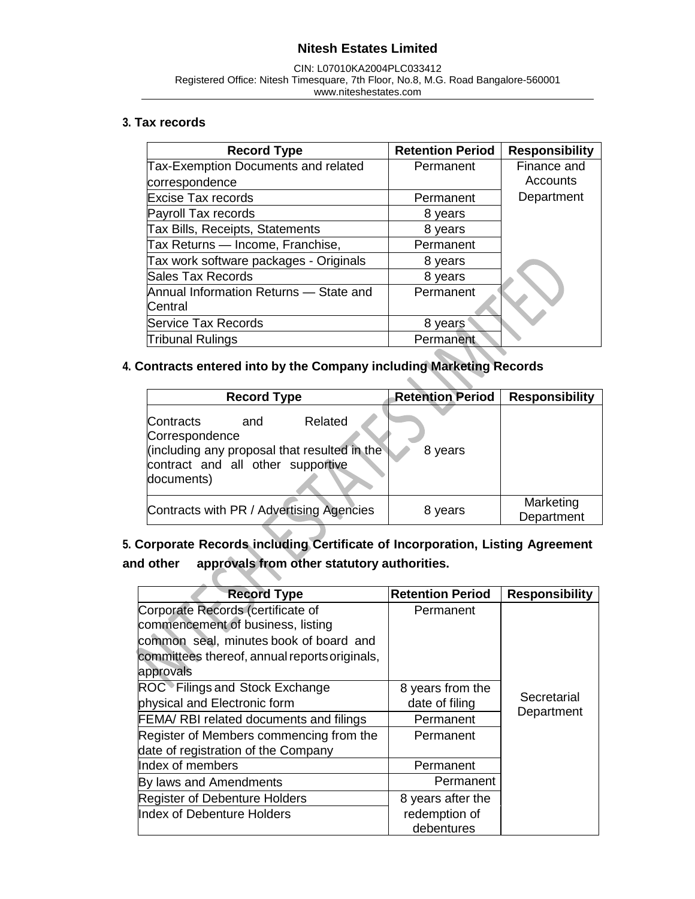### 3. Tax records

| Record Type | Retention Period | Responsibility |
|---|---|---|
| Tax-Exemption Documents and related correspondence | Permanent | Finance and Accounts Department |
| Excise Tax records | Permanent | |
| Payroll Tax records | 8 years | |
| Tax Bills, Receipts, Statements | 8 years | |
| Tax Returns — Income, Franchise, | Permanent | |
| Tax work software packages - Originals | 8 years | |
| Sales Tax Records | 8 years | |
| Annual Information Returns — State and Central | Permanent | |
| Service Tax Records | 8 years | |
| Tribunal Rulings | Permanent | |

### 4. Contracts entered into by the Company including Marketing Records

| Record Type | Retention Period | Responsibility |
|---|---|---|
| Contracts and Related Correspondence (including any proposal that resulted in the contract and all other supportive documents) | 8 years | |
| Contracts with PR / Advertising Agencies | 8 years | Marketing Department |

### 5. Corporate Records including Certificate of Incorporation, Listing Agreement and other approvals from other statutory authorities.

| Record Type | Retention Period | Responsibility |
|---|---|---|
| Corporate Records (certificate of commencement of business, listing common seal, minutes book of board and committees thereof, annual reports originals, approvals | Permanent | Secretarial Department |
| ROC Filings and Stock Exchange physical and Electronic form | 8 years from the date of filing | |
| FEMA/ RBI related documents and filings | Permanent | |
| Register of Members commencing from the date of registration of the Company | Permanent | |
| Index of members | Permanent | |
| By laws and Amendments | Permanent | |
| Register of Debenture Holders | 8 years after the redemption of debentures | |
| Index of Debenture Holders | | |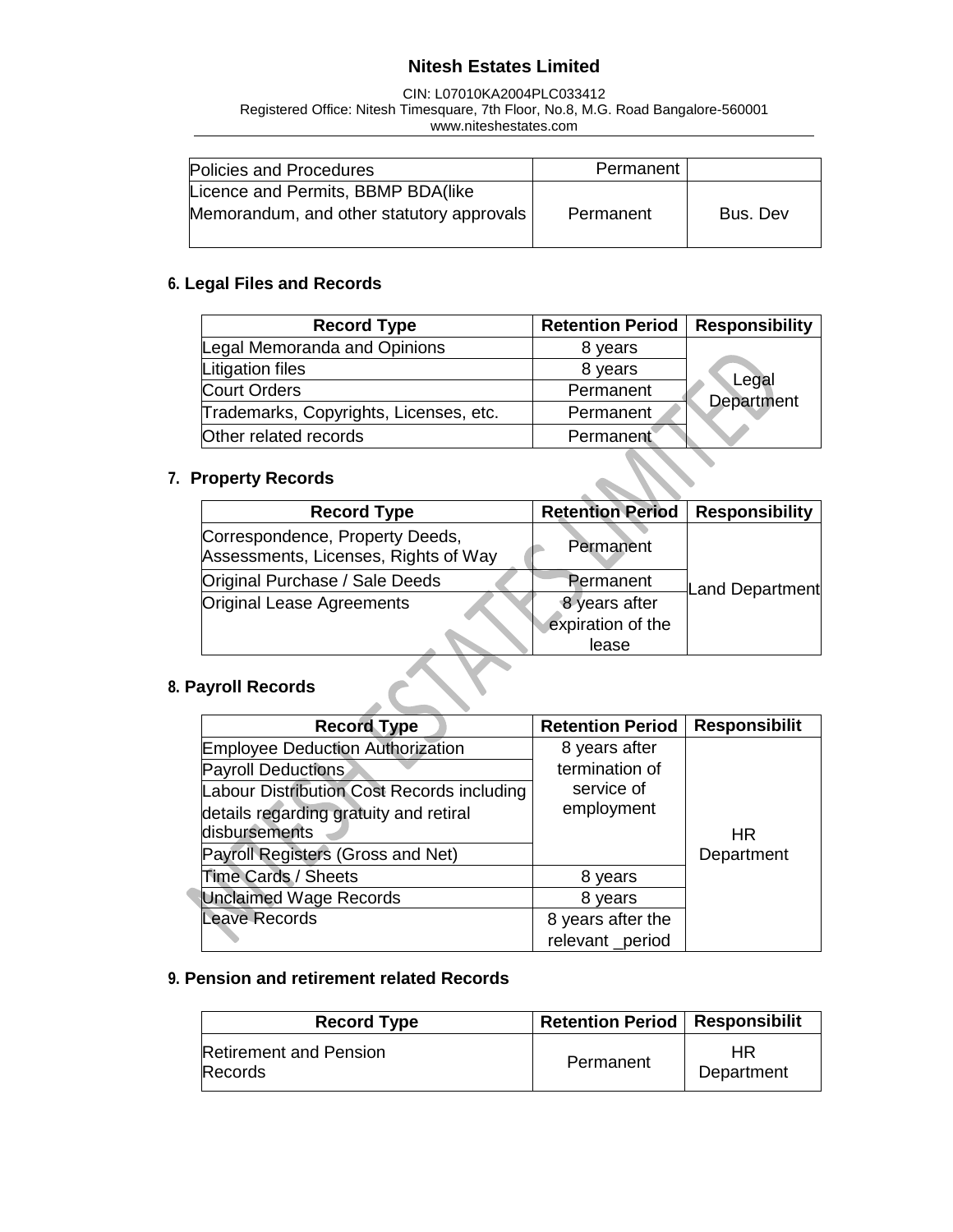| Policies and Procedures | Permanent | |
|---|---|---|
| Licence and Permits, BBMP BDA(like Memorandum, and other statutory approvals | Permanent | Bus. Dev |

### 6. Legal Files and Records

| Record Type | Retention Period | Responsibility |
|---|---|---|
| Legal Memoranda and Opinions | 8 years | Legal Department |
| Litigation files | 8 years | |
| Court Orders | Permanent | |
| Trademarks, Copyrights, Licenses, etc. | Permanent | |
| Other related records | Permanent | |

### 7. Property Records

| Record Type | Retention Period | Responsibility |
|---|---|---|
| Correspondence, Property Deeds, Assessments, Licenses, Rights of Way | Permanent | Land Department |
| Original Purchase / Sale Deeds | Permanent | |
| Original Lease Agreements | 8 years after expiration of the lease | |

### 8. Payroll Records

| Record Type | Retention Period | Responsibilit |
|---|---|---|
| Employee Deduction Authorization | 8 years after termination of service of employment | HR Department |
| Payroll Deductions | | |
| Labour Distribution Cost Records including details regarding gratuity and retiral disbursements | | |
| Payroll Registers (Gross and Net) | | |
| Time Cards / Sheets | 8 years | |
| Unclaimed Wage Records | 8 years | |
| Leave Records | 8 years after the relevant _period | |

### 9. Pension and retirement related Records

| Record Type | Retention Period | Responsibilit |
|---|---|---|
| Retirement and Pension Records | Permanent | HR Department |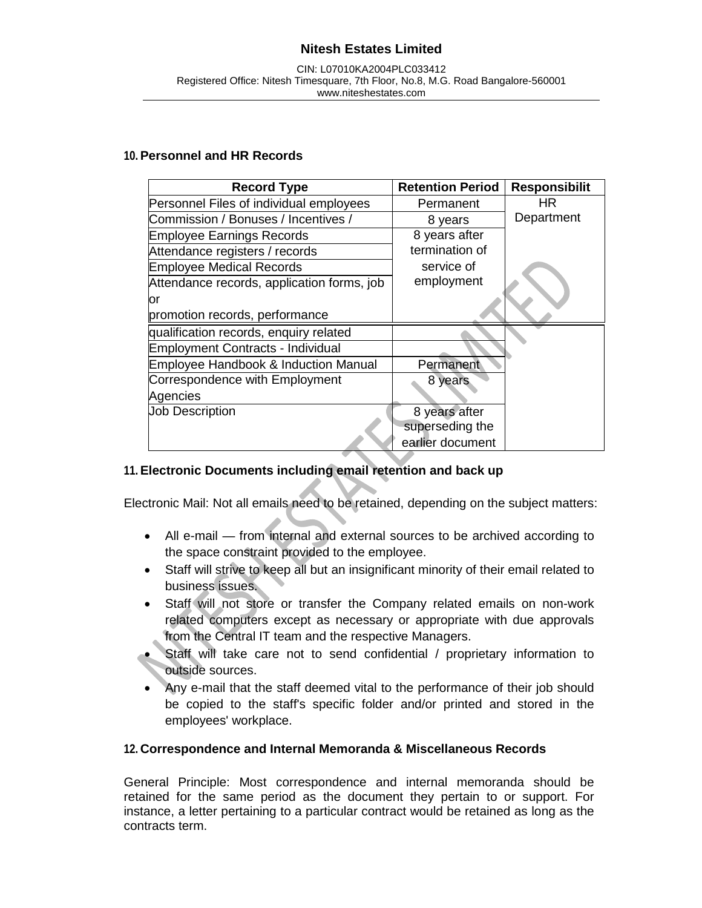## 10. Personnel and HR Records

| Record Type | Retention Period | Responsibilit |
|---|---|---|
| Personnel Files of individual employees | Permanent | HR Department |
| Commission / Bonuses / Incentives / | 8 years | |
| Employee Earnings Records | 8 years after termination of service of employment | |
| Attendance registers / records | | |
| Employee Medical Records | | |
| Attendance records, application forms, job or promotion records, performance | | |
| qualification records, enquiry related | | |
| Employment Contracts - Individual | | |
| Employee Handbook & Induction Manual | Permanent | |
| Correspondence with Employment Agencies | 8 years | |
| Job Description | 8 years after superseding the earlier document | |

## 11. Electronic Documents including email retention and back up

Electronic Mail: Not all emails need to be retained, depending on the subject matters:

- All e-mail — from internal and external sources to be archived according to the space constraint provided to the employee.
- Staff will strive to keep all but an insignificant minority of their email related to business issues.
- Staff will not store or transfer the Company related emails on non-work related computers except as necessary or appropriate with due approvals from the Central IT team and the respective Managers.
- Staff will take care not to send confidential / proprietary information to outside sources.
- Any e-mail that the staff deemed vital to the performance of their job should be copied to the staff's specific folder and/or printed and stored in the employees' workplace.

## 12. Correspondence and Internal Memoranda & Miscellaneous Records

General Principle: Most correspondence and internal memoranda should be retained for the same period as the document they pertain to or support. For instance, a letter pertaining to a particular contract would be retained as long as the contracts term.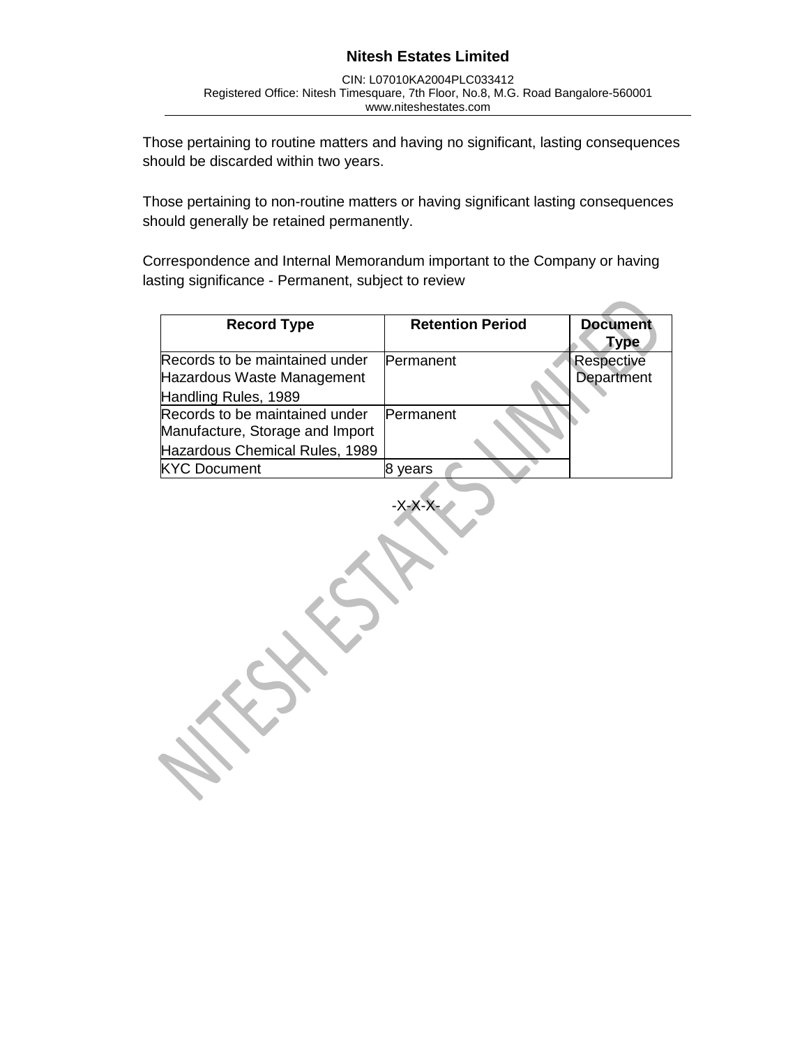Those pertaining to routine matters and having no significant, lasting consequences should be discarded within two years.

Those pertaining to non-routine matters or having significant lasting consequences should generally be retained permanently.

Correspondence and Internal Memorandum important to the Company or having lasting significance - Permanent, subject to review

| Record Type | Retention Period | Document Type |
|---|---|---|
| Records to be maintained under Hazardous Waste Management Handling Rules, 1989 | Permanent | Respective Department |
| Records to be maintained under Manufacture, Storage and Import Hazardous Chemical Rules, 1989 | Permanent | |
| KYC Document | 8 years | |

-X-X-X-